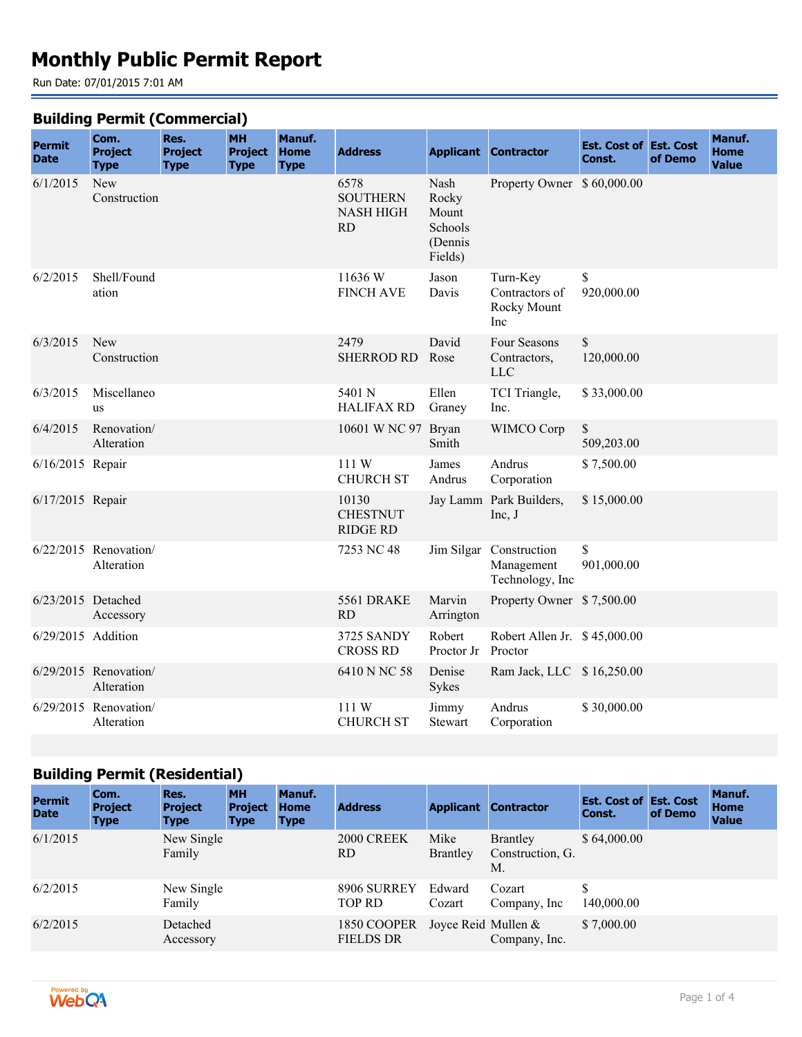# Monthly Public Permit Report

Run Date: 07/01/2015 7:01 AM

## Building Permit (Commercial)

| Permit Date | Com. Project Type | Res. Project Type | MH Project Type | Manuf. Home Type | Address | Applicant | Contractor | Est. Cost of Const. | Est. Cost of Demo | Manuf. Home Value |
|---|---|---|---|---|---|---|---|---|---|---|
| 6/1/2015 | New Construction | | | | 6578 SOUTHERN NASH HIGH RD | Nash Rocky Mount Schools (Dennis Fields) | Property Owner | $ 60,000.00 | | |
| 6/2/2015 | Shell/Foundation | | | | 11636 W FINCH AVE | Jason Davis | Turn-Key Contractors of Rocky Mount Inc | $ 920,000.00 | | |
| 6/3/2015 | New Construction | | | | 2479 SHERROD RD | David Rose | Four Seasons Contractors, LLC | $ 120,000.00 | | |
| 6/3/2015 | Miscellaneous | | | | 5401 N HALIFAX RD | Ellen Graney | TCI Triangle, Inc. | $ 33,000.00 | | |
| 6/4/2015 | Renovation/ Alteration | | | | 10601 W NC 97 | Bryan Smith | WIMCO Corp | $ 509,203.00 | | |
| 6/16/2015 | Repair | | | | 111 W CHURCH ST | James Andrus | Andrus Corporation | $ 7,500.00 | | |
| 6/17/2015 | Repair | | | | 10130 CHESTNUT RIDGE RD | Jay Lamm | Park Builders, Inc, J | $ 15,000.00 | | |
| 6/22/2015 | Renovation/ Alteration | | | | 7253 NC 48 | Jim Silgar | Construction Management Technology, Inc | $ 901,000.00 | | |
| 6/23/2015 | Detached Accessory | | | | 5561 DRAKE RD | Marvin Arrington | Property Owner | $ 7,500.00 | | |
| 6/29/2015 | Addition | | | | 3725 SANDY CROSS RD | Robert Proctor Jr | Robert Allen Jr. Proctor | $ 45,000.00 | | |
| 6/29/2015 | Renovation/ Alteration | | | | 6410 N NC 58 | Denise Sykes | Ram Jack, LLC | $ 16,250.00 | | |
| 6/29/2015 | Renovation/ Alteration | | | | 111 W CHURCH ST | Jimmy Stewart | Andrus Corporation | $ 30,000.00 | | |

## Building Permit (Residential)

| Permit Date | Com. Project Type | Res. Project Type | MH Project Type | Manuf. Home Type | Address | Applicant | Contractor | Est. Cost of Const. | Est. Cost of Demo | Manuf. Home Value |
|---|---|---|---|---|---|---|---|---|---|---|
| 6/1/2015 | | New Single Family | | | 2000 CREEK RD | Mike Brantley | Brantley Construction, G. M. | $ 64,000.00 | | |
| 6/2/2015 | | New Single Family | | | 8906 SURREY TOP RD | Edward Cozart | Cozart Company, Inc | $ 140,000.00 | | |
| 6/2/2015 | | Detached Accessory | | | 1850 COOPER FIELDS DR | Joyce Reid | Mullen & Company, Inc. | $ 7,000.00 | | |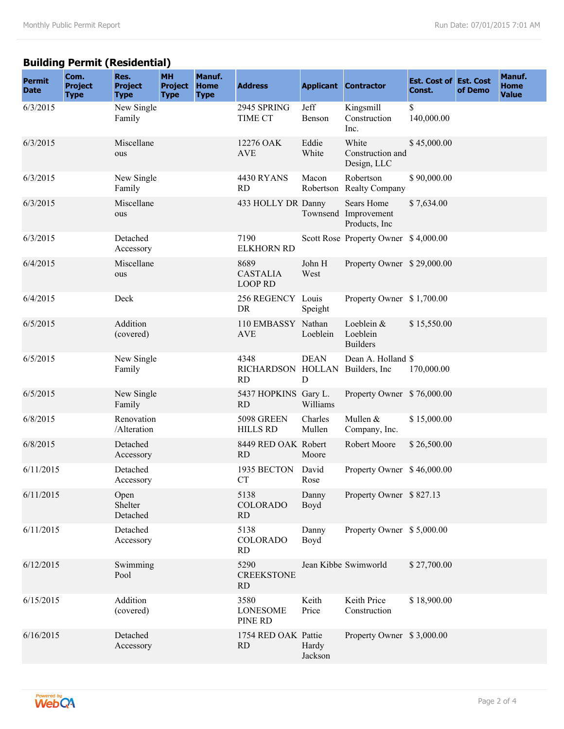## Building Permit (Residential)

| Permit Date | Com. Project Type | Res. Project Type | MH Project Type | Manuf. Home Type | Address | Applicant | Contractor | Est. Cost of Const. | Est. Cost of Demo | Manuf. Home Value |
|---|---|---|---|---|---|---|---|---|---|---|
| 6/3/2015 | | New Single Family | | | 2945 SPRING TIME CT | Jeff Benson | Kingsmill Construction Inc. | $ 140,000.00 | | |
| 6/3/2015 | | Miscellaneous | | | 12276 OAK AVE | Eddie White | White Construction and Design, LLC | $ 45,000.00 | | |
| 6/3/2015 | | New Single Family | | | 4430 RYANS RD | Macon Robertson | Robertson Realty Company | $ 90,000.00 | | |
| 6/3/2015 | | Miscellaneous | | | 433 HOLLY DR | Danny Townsend | Sears Home Improvement Products, Inc | $ 7,634.00 | | |
| 6/3/2015 | | Detached Accessory | | | 7190 ELKHORN RD | Scott Rose | Property Owner | $ 4,000.00 | | |
| 6/4/2015 | | Miscellaneous | | | 8689 CASTALIA LOOP RD | John H West | Property Owner | $ 29,000.00 | | |
| 6/4/2015 | | Deck | | | 256 REGENCY DR | Louis Speight | Property Owner | $ 1,700.00 | | |
| 6/5/2015 | | Addition (covered) | | | 110 EMBASSY AVE | Nathan Loeblein | Loeblein & Loeblein Builders | $ 15,550.00 | | |
| 6/5/2015 | | New Single Family | | | 4348 RICHARDSON RD | DEAN HOLLAND | Dean A. Holland Builders, Inc | $ 170,000.00 | | |
| 6/5/2015 | | New Single Family | | | 5437 HOPKINS RD | Gary L. Williams | Property Owner | $ 76,000.00 | | |
| 6/8/2015 | | Renovation /Alteration | | | 5098 GREEN HILLS RD | Charles Mullen | Mullen & Company, Inc. | $ 15,000.00 | | |
| 6/8/2015 | | Detached Accessory | | | 8449 RED OAK RD | Robert Moore | Robert Moore | $ 26,500.00 | | |
| 6/11/2015 | | Detached Accessory | | | 1935 BECTON CT | David Rose | Property Owner | $ 46,000.00 | | |
| 6/11/2015 | | Open Shelter Detached | | | 5138 COLORADO RD | Danny Boyd | Property Owner | $ 827.13 | | |
| 6/11/2015 | | Detached Accessory | | | 5138 COLORADO RD | Danny Boyd | Property Owner | $ 5,000.00 | | |
| 6/12/2015 | | Swimming Pool | | | 5290 CREEKSTONE RD | Jean Kibbe | Swimworld | $ 27,700.00 | | |
| 6/15/2015 | | Addition (covered) | | | 3580 LONESOME PINE RD | Keith Price | Keith Price Construction | $ 18,900.00 | | |
| 6/16/2015 | | Detached Accessory | | | 1754 RED OAK RD | Pattie Hardy Jackson | Property Owner | $ 3,000.00 | | |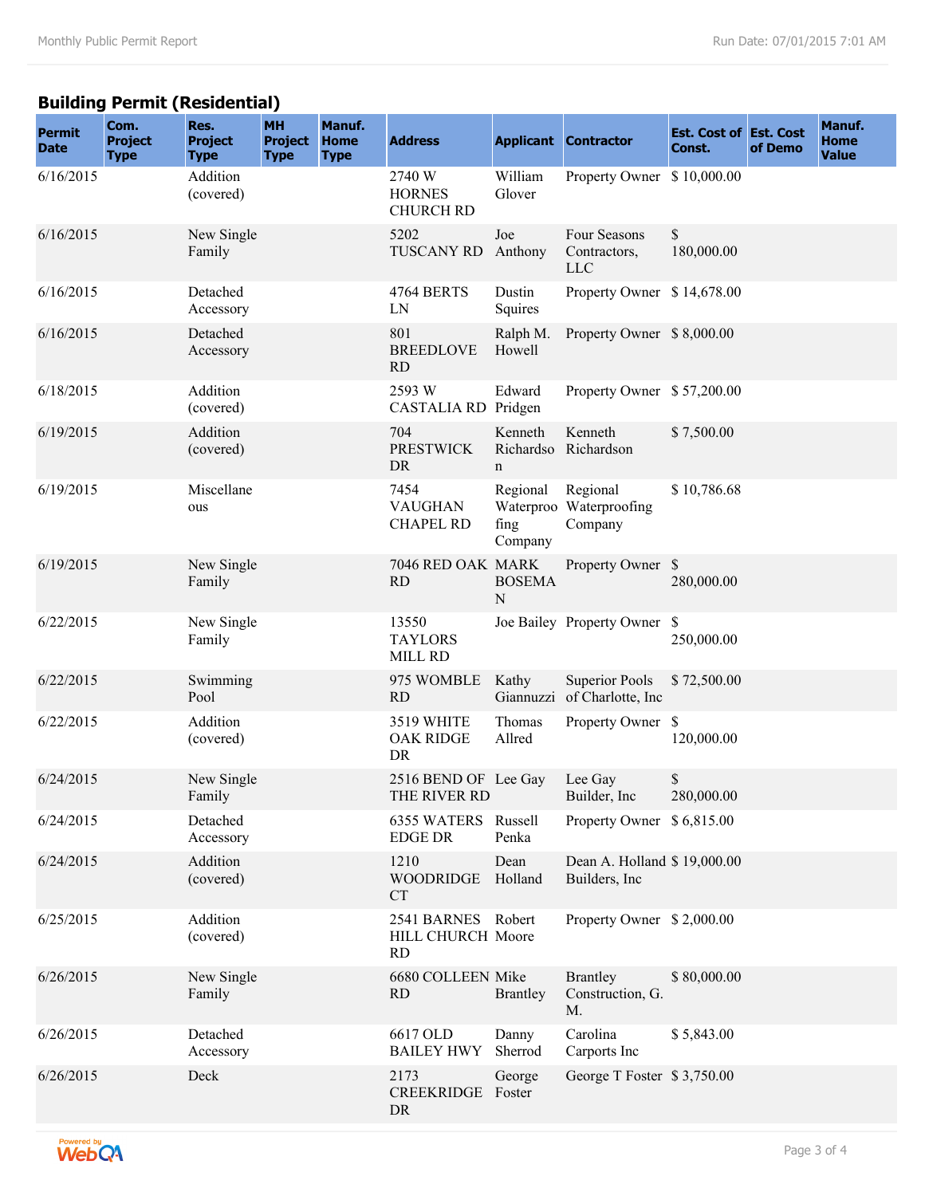## Building Permit (Residential)

| Permit Date | Com. Project Type | Res. Project Type | MH Project Type | Manuf. Home Type | Address | Applicant | Contractor | Est. Cost of Const. | Est. Cost of Demo | Manuf. Home Value |
|---|---|---|---|---|---|---|---|---|---|---|
| 6/16/2015 | | Addition (covered) | | | 2740 W HORNES CHURCH RD | William Glover | Property Owner | $ 10,000.00 | | |
| 6/16/2015 | | New Single Family | | | 5202 TUSCANY RD | Joe Anthony | Four Seasons Contractors, LLC | $ 180,000.00 | | |
| 6/16/2015 | | Detached Accessory | | | 4764 BERTS LN | Dustin Squires | Property Owner | $ 14,678.00 | | |
| 6/16/2015 | | Detached Accessory | | | 801 BREEDLOVE RD | Ralph M. Howell | Property Owner | $ 8,000.00 | | |
| 6/18/2015 | | Addition (covered) | | | 2593 W CASTALIA RD | Edward Pridgen | Property Owner | $ 57,200.00 | | |
| 6/19/2015 | | Addition (covered) | | | 704 PRESTWICK DR | Kenneth Richardson | Kenneth Richardson | $ 7,500.00 | | |
| 6/19/2015 | | Miscellaneous | | | 7454 VAUGHAN CHAPEL RD | Regional Waterproofing Company | Regional Waterproofing Company | $ 10,786.68 | | |
| 6/19/2015 | | New Single Family | | | 7046 RED OAK RD | MARK BOSEMAN | Property Owner | $ 280,000.00 | | |
| 6/22/2015 | | New Single Family | | | 13550 TAYLORS MILL RD | Joe Bailey | Property Owner | $ 250,000.00 | | |
| 6/22/2015 | | Swimming Pool | | | 975 WOMBLE RD | Kathy Giannuzzi | Superior Pools of Charlotte, Inc | $ 72,500.00 | | |
| 6/22/2015 | | Addition (covered) | | | 3519 WHITE OAK RIDGE DR | Thomas Allred | Property Owner | $ 120,000.00 | | |
| 6/24/2015 | | New Single Family | | | 2516 BEND OF THE RIVER RD | Lee Gay | Lee Gay Builder, Inc | $ 280,000.00 | | |
| 6/24/2015 | | Detached Accessory | | | 6355 WATERS EDGE DR | Russell Penka | Property Owner | $ 6,815.00 | | |
| 6/24/2015 | | Addition (covered) | | | 1210 WOODRIDGE CT | Dean Holland | Dean A. Holland Builders, Inc | $ 19,000.00 | | |
| 6/25/2015 | | Addition (covered) | | | 2541 BARNES HILL CHURCH RD | Robert Moore | Property Owner | $ 2,000.00 | | |
| 6/26/2015 | | New Single Family | | | 6680 COLLEEN RD | Mike Brantley | Brantley Construction, G. M. | $ 80,000.00 | | |
| 6/26/2015 | | Detached Accessory | | | 6617 OLD BAILEY HWY | Danny Sherrod | Carolina Carports Inc | $ 5,843.00 | | |
| 6/26/2015 | | Deck | | | 2173 CREEKRIDGE DR | George Foster | George T Foster | $ 3,750.00 | | |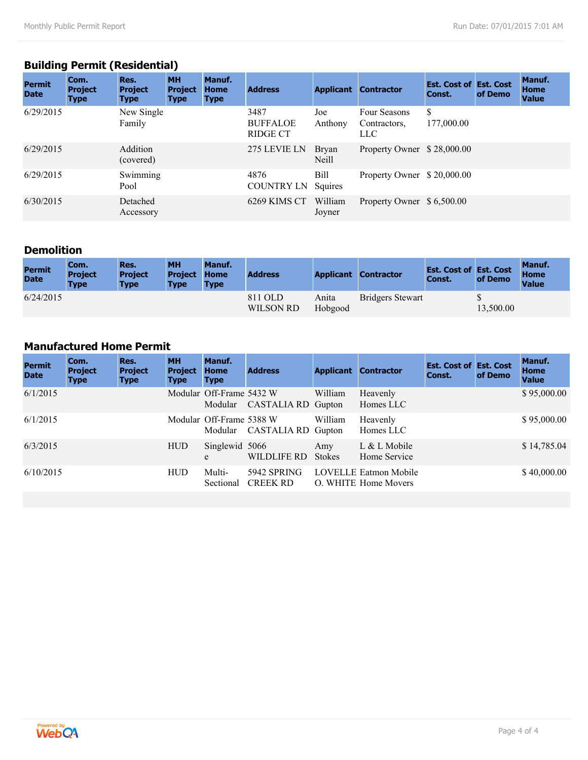## Building Permit (Residential)

| Permit Date | Com. Project Type | Res. Project Type | MH Project Type | Manuf. Home Type | Address | Applicant | Contractor | Est. Cost of Const. | Est. Cost of Demo | Manuf. Home Value |
|---|---|---|---|---|---|---|---|---|---|---|
| 6/29/2015 | | New Single Family | | | 3487 BUFFALOE RIDGE CT | Joe Anthony | Four Seasons Contractors, LLC | $ 177,000.00 | | |
| 6/29/2015 | | Addition (covered) | | | 275 LEVIE LN | Bryan Neill | Property Owner | $ 28,000.00 | | |
| 6/29/2015 | | Swimming Pool | | | 4876 COUNTRY LN | Bill Squires | Property Owner | $ 20,000.00 | | |
| 6/30/2015 | | Detached Accessory | | | 6269 KIMS CT | William Joyner | Property Owner | $ 6,500.00 | | |

## Demolition

| Permit Date | Com. Project Type | Res. Project Type | MH Project Type | Manuf. Home Type | Address | Applicant | Contractor | Est. Cost of Const. | Est. Cost of Demo | Manuf. Home Value |
|---|---|---|---|---|---|---|---|---|---|---|
| 6/24/2015 | | | | | 811 OLD WILSON RD | Anita Hobgood | Bridgers Stewart | | $ 13,500.00 | |

## Manufactured Home Permit

| Permit Date | Com. Project Type | Res. Project Type | MH Project Type | Manuf. Home Type | Address | Applicant | Contractor | Est. Cost of Const. | Est. Cost of Demo | Manuf. Home Value |
|---|---|---|---|---|---|---|---|---|---|---|
| 6/1/2015 | | | Modular | Off-Frame Modular | 5432 W CASTALIA RD | William Gupton | Heavenly Homes LLC | | | $ 95,000.00 |
| 6/1/2015 | | | Modular | Off-Frame Modular | 5388 W CASTALIA RD | William Gupton | Heavenly Homes LLC | | | $ 95,000.00 |
| 6/3/2015 | | | HUD | Singlewide | 5066 WILDLIFE RD | Amy Stokes | L & L Mobile Home Service | | | $ 14,785.04 |
| 6/10/2015 | | | HUD | Multi-Sectional | 5942 SPRING CREEK RD | LOVELLE O. WHITE | Eatmon Mobile Home Movers | | | $ 40,000.00 |